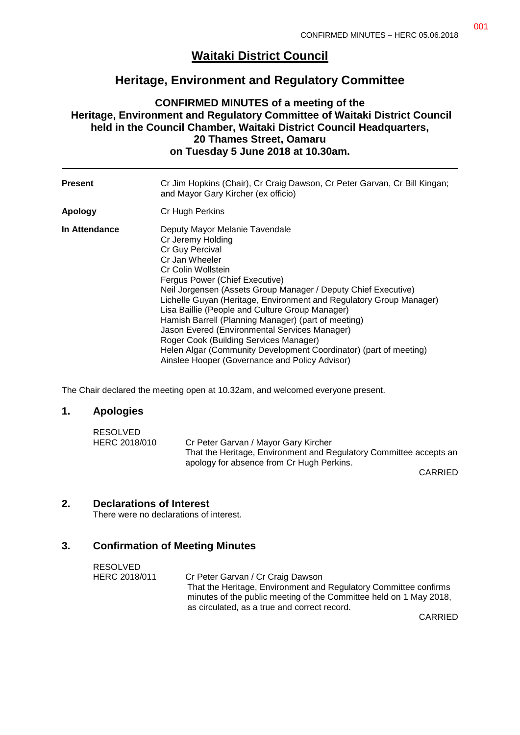# Waitaki District Council

## Heritage, Environment and Regulatory Committee

### CONFIRMED MINUTES of a meeting of the Heritage, Environment and Regulatory Committee of Waitaki District Council held in the Council Chamber, Waitaki District Council Headquarters, 20 Thames Street, Oamaru on Tuesday 5 June 2018 at 10.30am.

| | |
|---|---|
| **Present** | Cr Jim Hopkins (Chair), Cr Craig Dawson, Cr Peter Garvan, Cr Bill Kingan; and Mayor Gary Kircher (ex officio) |
| **Apology** | Cr Hugh Perkins |
| **In Attendance** | Deputy Mayor Melanie Tavendale<br>Cr Jeremy Holding<br>Cr Guy Percival<br>Cr Jan Wheeler<br>Cr Colin Wollstein<br>Fergus Power (Chief Executive)<br>Neil Jorgensen (Assets Group Manager / Deputy Chief Executive)<br>Lichelle Guyan (Heritage, Environment and Regulatory Group Manager)<br>Lisa Baillie (People and Culture Group Manager)<br>Hamish Barrell (Planning Manager) (part of meeting)<br>Jason Evered (Environmental Services Manager)<br>Roger Cook (Building Services Manager)<br>Helen Algar (Community Development Coordinator) (part of meeting)<br>Ainslee Hooper (Governance and Policy Advisor) |

The Chair declared the meeting open at 10.32am, and welcomed everyone present.

## 1. Apologies

RESOLVED
HERC 2018/010 Cr Peter Garvan / Mayor Gary Kircher
That the Heritage, Environment and Regulatory Committee accepts an apology for absence from Cr Hugh Perkins.

CARRIED

## 2. Declarations of Interest

There were no declarations of interest.

## 3. Confirmation of Meeting Minutes

RESOLVED
HERC 2018/011 Cr Peter Garvan / Cr Craig Dawson
That the Heritage, Environment and Regulatory Committee confirms minutes of the public meeting of the Committee held on 1 May 2018, as circulated, as a true and correct record.

CARRIED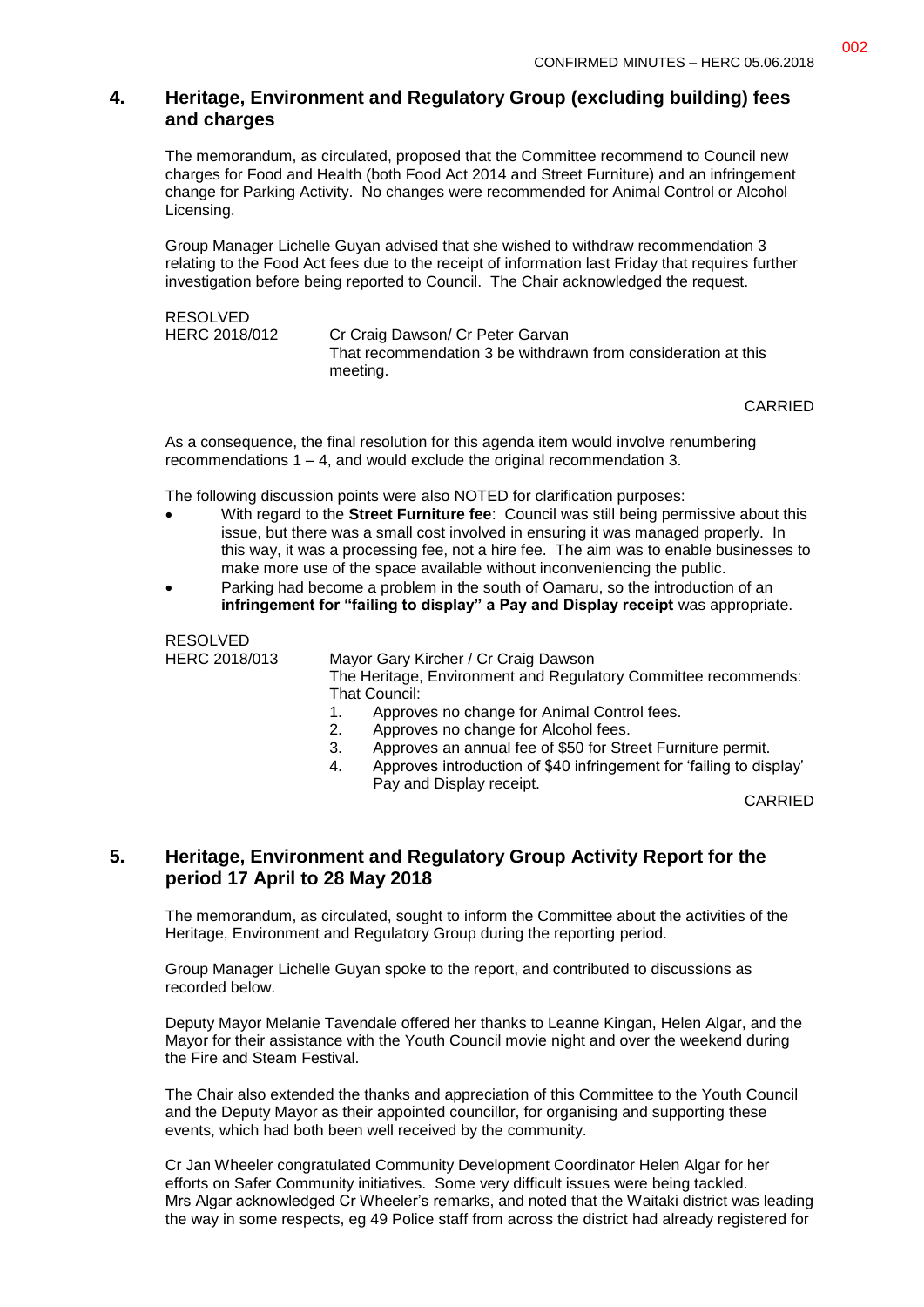## 4. Heritage, Environment and Regulatory Group (excluding building) fees and charges

The memorandum, as circulated, proposed that the Committee recommend to Council new charges for Food and Health (both Food Act 2014 and Street Furniture) and an infringement change for Parking Activity. No changes were recommended for Animal Control or Alcohol Licensing.

Group Manager Lichelle Guyan advised that she wished to withdraw recommendation 3 relating to the Food Act fees due to the receipt of information last Friday that requires further investigation before being reported to Council. The Chair acknowledged the request.

RESOLVED
HERC 2018/012 Cr Craig Dawson/ Cr Peter Garvan
That recommendation 3 be withdrawn from consideration at this meeting.

CARRIED

As a consequence, the final resolution for this agenda item would involve renumbering recommendations 1 – 4, and would exclude the original recommendation 3.

The following discussion points were also NOTED for clarification purposes:

- With regard to the **Street Furniture fee**: Council was still being permissive about this issue, but there was a small cost involved in ensuring it was managed properly. In this way, it was a processing fee, not a hire fee. The aim was to enable businesses to make more use of the space available without inconveniencing the public.
- Parking had become a problem in the south of Oamaru, so the introduction of an **infringement for "failing to display" a Pay and Display receipt** was appropriate.

RESOLVED
HERC 2018/013 Mayor Gary Kircher / Cr Craig Dawson
The Heritage, Environment and Regulatory Committee recommends:
That Council:

1. Approves no change for Animal Control fees.
2. Approves no change for Alcohol fees.
3. Approves an annual fee of $50 for Street Furniture permit.
4. Approves introduction of $40 infringement for 'failing to display' Pay and Display receipt.

CARRIED

## 5. Heritage, Environment and Regulatory Group Activity Report for the period 17 April to 28 May 2018

The memorandum, as circulated, sought to inform the Committee about the activities of the Heritage, Environment and Regulatory Group during the reporting period.

Group Manager Lichelle Guyan spoke to the report, and contributed to discussions as recorded below.

Deputy Mayor Melanie Tavendale offered her thanks to Leanne Kingan, Helen Algar, and the Mayor for their assistance with the Youth Council movie night and over the weekend during the Fire and Steam Festival.

The Chair also extended the thanks and appreciation of this Committee to the Youth Council and the Deputy Mayor as their appointed councillor, for organising and supporting these events, which had both been well received by the community.

Cr Jan Wheeler congratulated Community Development Coordinator Helen Algar for her efforts on Safer Community initiatives. Some very difficult issues were being tackled. Mrs Algar acknowledged Cr Wheeler's remarks, and noted that the Waitaki district was leading the way in some respects, eg 49 Police staff from across the district had already registered for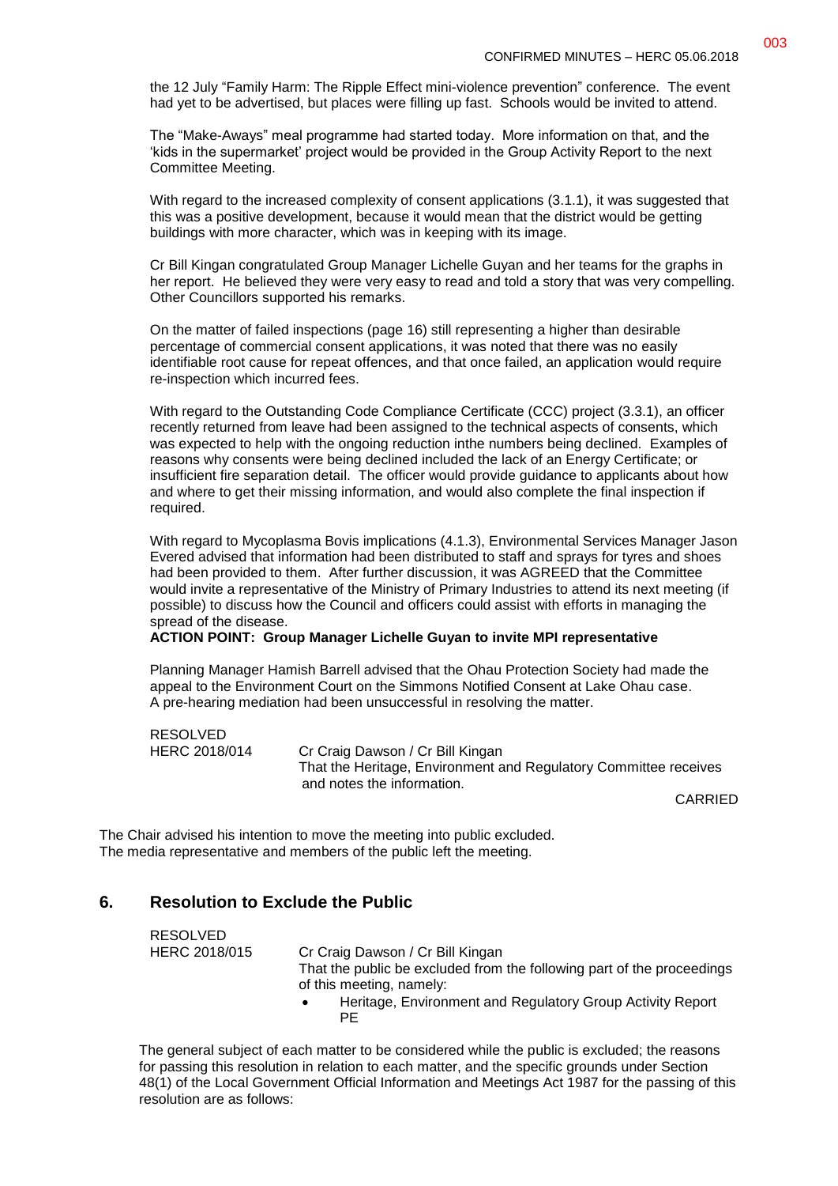the 12 July "Family Harm: The Ripple Effect mini-violence prevention" conference. The event had yet to be advertised, but places were filling up fast. Schools would be invited to attend.

The "Make-Aways" meal programme had started today. More information on that, and the 'kids in the supermarket' project would be provided in the Group Activity Report to the next Committee Meeting.

With regard to the increased complexity of consent applications (3.1.1), it was suggested that this was a positive development, because it would mean that the district would be getting buildings with more character, which was in keeping with its image.

Cr Bill Kingan congratulated Group Manager Lichelle Guyan and her teams for the graphs in her report. He believed they were very easy to read and told a story that was very compelling. Other Councillors supported his remarks.

On the matter of failed inspections (page 16) still representing a higher than desirable percentage of commercial consent applications, it was noted that there was no easily identifiable root cause for repeat offences, and that once failed, an application would require re-inspection which incurred fees.

With regard to the Outstanding Code Compliance Certificate (CCC) project (3.3.1), an officer recently returned from leave had been assigned to the technical aspects of consents, which was expected to help with the ongoing reduction inthe numbers being declined. Examples of reasons why consents were being declined included the lack of an Energy Certificate; or insufficient fire separation detail. The officer would provide guidance to applicants about how and where to get their missing information, and would also complete the final inspection if required.

With regard to Mycoplasma Bovis implications (4.1.3), Environmental Services Manager Jason Evered advised that information had been distributed to staff and sprays for tyres and shoes had been provided to them. After further discussion, it was AGREED that the Committee would invite a representative of the Ministry of Primary Industries to attend its next meeting (if possible) to discuss how the Council and officers could assist with efforts in managing the spread of the disease.

**ACTION POINT: Group Manager Lichelle Guyan to invite MPI representative**

Planning Manager Hamish Barrell advised that the Ohau Protection Society had made the appeal to the Environment Court on the Simmons Notified Consent at Lake Ohau case. A pre-hearing mediation had been unsuccessful in resolving the matter.

RESOLVED
HERC 2018/014 Cr Craig Dawson / Cr Bill Kingan
That the Heritage, Environment and Regulatory Committee receives and notes the information.

CARRIED

The Chair advised his intention to move the meeting into public excluded.
The media representative and members of the public left the meeting.

## 6. Resolution to Exclude the Public

RESOLVED
HERC 2018/015 Cr Craig Dawson / Cr Bill Kingan
That the public be excluded from the following part of the proceedings of this meeting, namely:

- Heritage, Environment and Regulatory Group Activity Report PE

The general subject of each matter to be considered while the public is excluded; the reasons for passing this resolution in relation to each matter, and the specific grounds under Section 48(1) of the Local Government Official Information and Meetings Act 1987 for the passing of this resolution are as follows: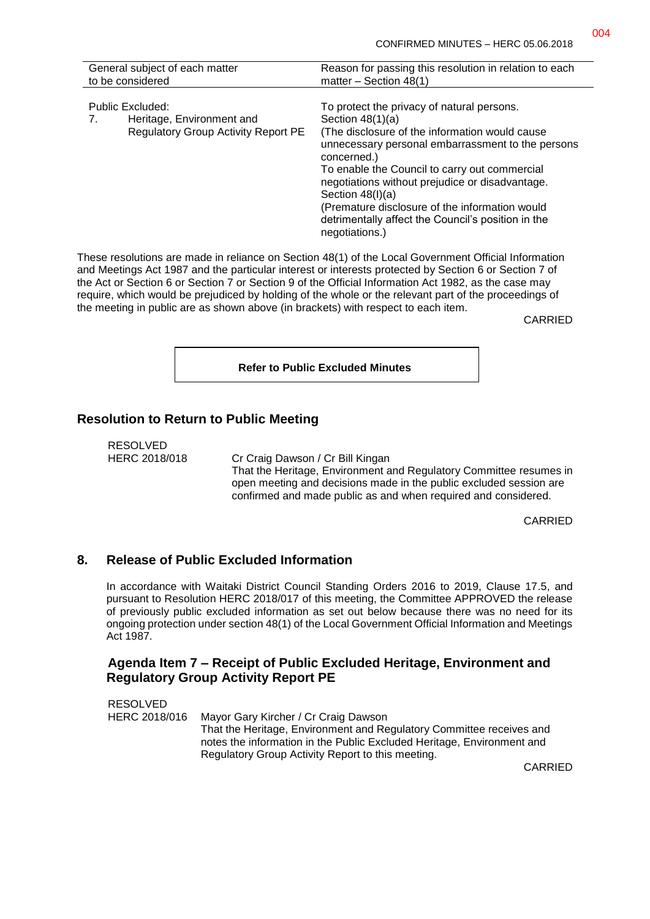| General subject of each matter to be considered | Reason for passing this resolution in relation to each matter – Section 48(1) |
| --- | --- |
| Public Excluded:<br>7. Heritage, Environment and Regulatory Group Activity Report PE | To protect the privacy of natural persons.<br>Section 48(1)(a)<br>(The disclosure of the information would cause unnecessary personal embarrassment to the persons concerned.)<br>To enable the Council to carry out commercial negotiations without prejudice or disadvantage.<br>Section 48(l)(a)<br>(Premature disclosure of the information would detrimentally affect the Council's position in the negotiations.) |

These resolutions are made in reliance on Section 48(1) of the Local Government Official Information and Meetings Act 1987 and the particular interest or interests protected by Section 6 or Section 7 of the Act or Section 6 or Section 7 or Section 9 of the Official Information Act 1982, as the case may require, which would be prejudiced by holding of the whole or the relevant part of the proceedings of the meeting in public are as shown above (in brackets) with respect to each item.

CARRIED

**Refer to Public Excluded Minutes**

## Resolution to Return to Public Meeting

RESOLVED
HERC 2018/018 Cr Craig Dawson / Cr Bill Kingan

That the Heritage, Environment and Regulatory Committee resumes in open meeting and decisions made in the public excluded session are confirmed and made public as and when required and considered.

CARRIED

## 8. Release of Public Excluded Information

In accordance with Waitaki District Council Standing Orders 2016 to 2019, Clause 17.5, and pursuant to Resolution HERC 2018/017 of this meeting, the Committee APPROVED the release of previously public excluded information as set out below because there was no need for its ongoing protection under section 48(1) of the Local Government Official Information and Meetings Act 1987.

### Agenda Item 7 – Receipt of Public Excluded Heritage, Environment and Regulatory Group Activity Report PE

RESOLVED
HERC 2018/016 Mayor Gary Kircher / Cr Craig Dawson

That the Heritage, Environment and Regulatory Committee receives and notes the information in the Public Excluded Heritage, Environment and Regulatory Group Activity Report to this meeting.

CARRIED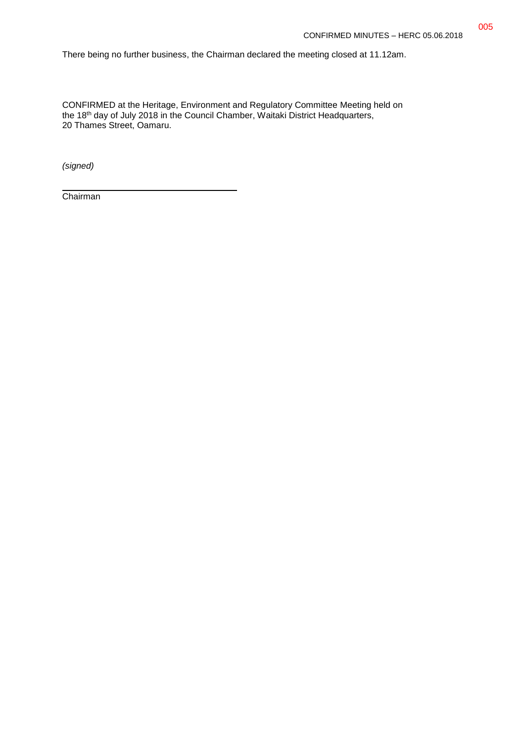There being no further business, the Chairman declared the meeting closed at 11.12am.

CONFIRMED at the Heritage, Environment and Regulatory Committee Meeting held on the 18th day of July 2018 in the Council Chamber, Waitaki District Headquarters, 20 Thames Street, Oamaru.

*(signed)*

Chairman